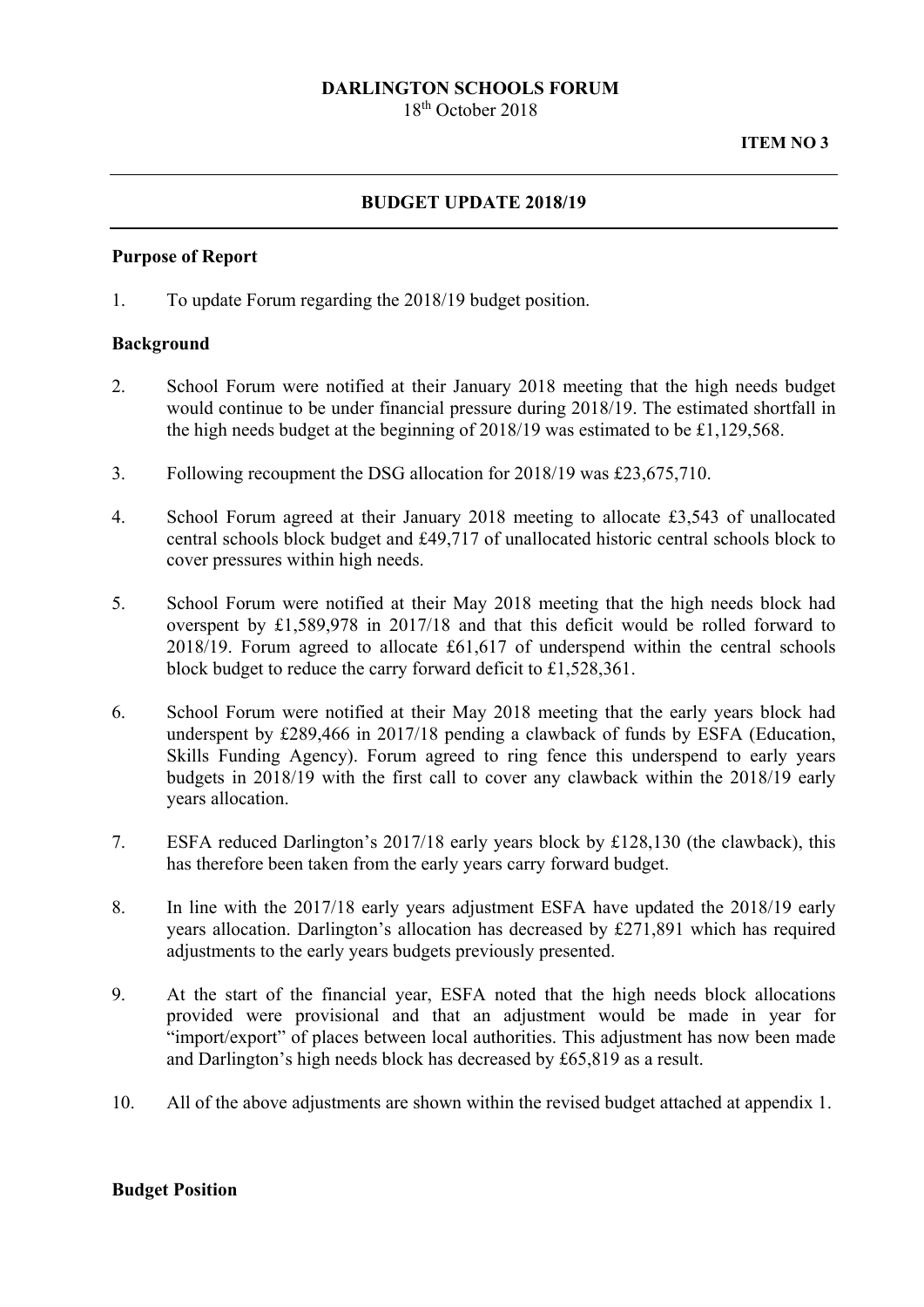**DARLINGTON SCHOOLS FORUM**

18th October 2018

**ITEM NO 3**

---

**BUDGET UPDATE 2018/19**

---

**Purpose of Report**

1. To update Forum regarding the 2018/19 budget position.

**Background**

2. School Forum were notified at their January 2018 meeting that the high needs budget would continue to be under financial pressure during 2018/19. The estimated shortfall in the high needs budget at the beginning of 2018/19 was estimated to be £1,129,568.

3. Following recoupment the DSG allocation for 2018/19 was £23,675,710.

4. School Forum agreed at their January 2018 meeting to allocate £3,543 of unallocated central schools block budget and £49,717 of unallocated historic central schools block to cover pressures within high needs.

5. School Forum were notified at their May 2018 meeting that the high needs block had overspent by £1,589,978 in 2017/18 and that this deficit would be rolled forward to 2018/19. Forum agreed to allocate £61,617 of underspend within the central schools block budget to reduce the carry forward deficit to £1,528,361.

6. School Forum were notified at their May 2018 meeting that the early years block had underspent by £289,466 in 2017/18 pending a clawback of funds by ESFA (Education, Skills Funding Agency). Forum agreed to ring fence this underspend to early years budgets in 2018/19 with the first call to cover any clawback within the 2018/19 early years allocation.

7. ESFA reduced Darlington's 2017/18 early years block by £128,130 (the clawback), this has therefore been taken from the early years carry forward budget.

8. In line with the 2017/18 early years adjustment ESFA have updated the 2018/19 early years allocation. Darlington's allocation has decreased by £271,891 which has required adjustments to the early years budgets previously presented.

9. At the start of the financial year, ESFA noted that the high needs block allocations provided were provisional and that an adjustment would be made in year for "import/export" of places between local authorities. This adjustment has now been made and Darlington's high needs block has decreased by £65,819 as a result.

10. All of the above adjustments are shown within the revised budget attached at appendix 1.

**Budget Position**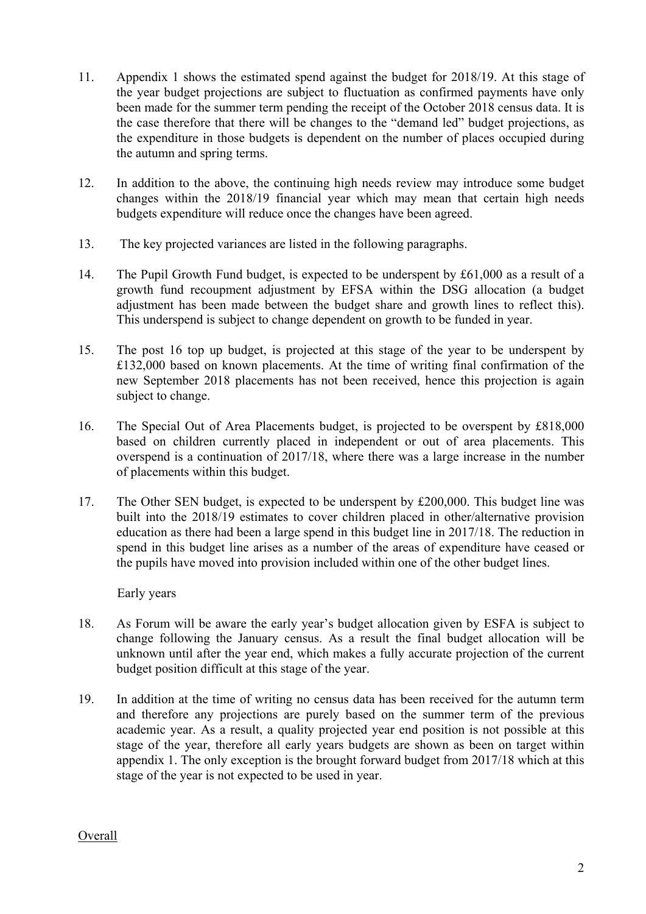11. Appendix 1 shows the estimated spend against the budget for 2018/19. At this stage of the year budget projections are subject to fluctuation as confirmed payments have only been made for the summer term pending the receipt of the October 2018 census data. It is the case therefore that there will be changes to the "demand led" budget projections, as the expenditure in those budgets is dependent on the number of places occupied during the autumn and spring terms.

12. In addition to the above, the continuing high needs review may introduce some budget changes within the 2018/19 financial year which may mean that certain high needs budgets expenditure will reduce once the changes have been agreed.

13. The key projected variances are listed in the following paragraphs.

14. The Pupil Growth Fund budget, is expected to be underspent by £61,000 as a result of a growth fund recoupment adjustment by EFSA within the DSG allocation (a budget adjustment has been made between the budget share and growth lines to reflect this). This underspend is subject to change dependent on growth to be funded in year.

15. The post 16 top up budget, is projected at this stage of the year to be underspent by £132,000 based on known placements. At the time of writing final confirmation of the new September 2018 placements has not been received, hence this projection is again subject to change.

16. The Special Out of Area Placements budget, is projected to be overspent by £818,000 based on children currently placed in independent or out of area placements. This overspend is a continuation of 2017/18, where there was a large increase in the number of placements within this budget.

17. The Other SEN budget, is expected to be underspent by £200,000. This budget line was built into the 2018/19 estimates to cover children placed in other/alternative provision education as there had been a large spend in this budget line in 2017/18. The reduction in spend in this budget line arises as a number of the areas of expenditure have ceased or the pupils have moved into provision included within one of the other budget lines.

Early years

18. As Forum will be aware the early year's budget allocation given by ESFA is subject to change following the January census. As a result the final budget allocation will be unknown until after the year end, which makes a fully accurate projection of the current budget position difficult at this stage of the year.

19. In addition at the time of writing no census data has been received for the autumn term and therefore any projections are purely based on the summer term of the previous academic year. As a result, a quality projected year end position is not possible at this stage of the year, therefore all early years budgets are shown as been on target within appendix 1. The only exception is the brought forward budget from 2017/18 which at this stage of the year is not expected to be used in year.

<u>Overall</u>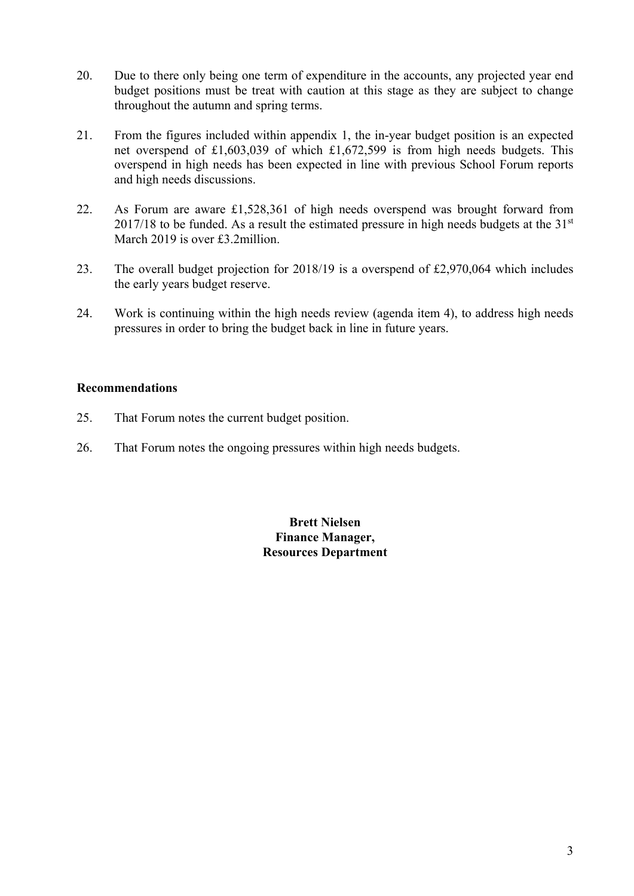20. Due to there only being one term of expenditure in the accounts, any projected year end budget positions must be treat with caution at this stage as they are subject to change throughout the autumn and spring terms.

21. From the figures included within appendix 1, the in-year budget position is an expected net overspend of £1,603,039 of which £1,672,599 is from high needs budgets. This overspend in high needs has been expected in line with previous School Forum reports and high needs discussions.

22. As Forum are aware £1,528,361 of high needs overspend was brought forward from 2017/18 to be funded. As a result the estimated pressure in high needs budgets at the 31st March 2019 is over £3.2million.

23. The overall budget projection for 2018/19 is a overspend of £2,970,064 which includes the early years budget reserve.

24. Work is continuing within the high needs review (agenda item 4), to address high needs pressures in order to bring the budget back in line in future years.

**Recommendations**

25. That Forum notes the current budget position.

26. That Forum notes the ongoing pressures within high needs budgets.

**Brett Nielsen**
**Finance Manager,**
**Resources Department**